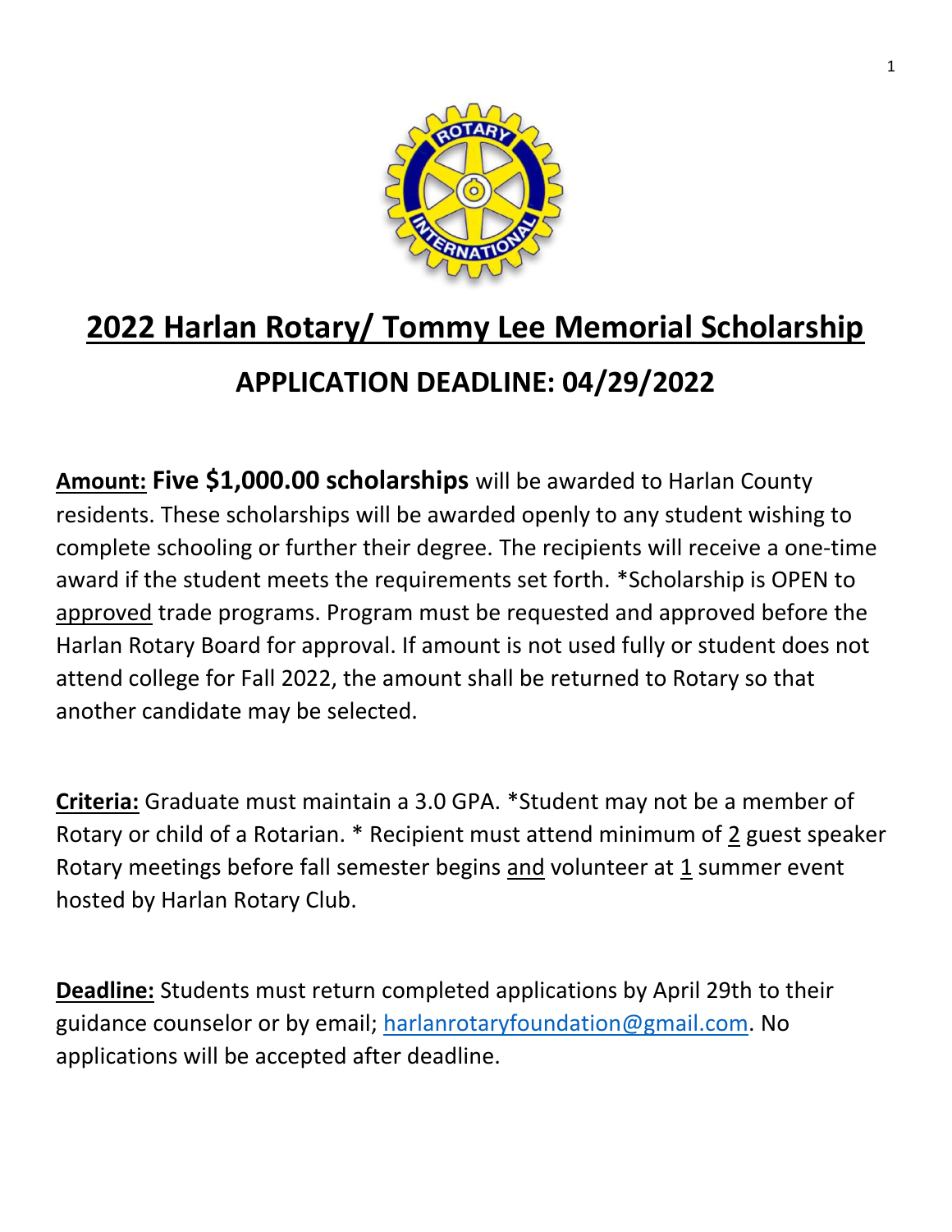# 2022 Harlan Rotary/ Tommy Lee Memorial Scholarship

## APPLICATION DEADLINE: 04/29/2022

**Amount:** **Five $1,000.00 scholarships** will be awarded to Harlan County residents. These scholarships will be awarded openly to any student wishing to complete schooling or further their degree. The recipients will receive a one-time award if the student meets the requirements set forth. *Scholarship is OPEN to approved trade programs. Program must be requested and approved before the Harlan Rotary Board for approval. If amount is not used fully or student does not attend college for Fall 2022, the amount shall be returned to Rotary so that another candidate may be selected.

**Criteria:** Graduate must maintain a 3.0 GPA. *Student may not be a member of Rotary or child of a Rotarian. * Recipient must attend minimum of 2 guest speaker Rotary meetings before fall semester begins and volunteer at 1 summer event hosted by Harlan Rotary Club.

**Deadline:** Students must return completed applications by April 29th to their guidance counselor or by email; harlanrotaryfoundation@gmail.com. No applications will be accepted after deadline.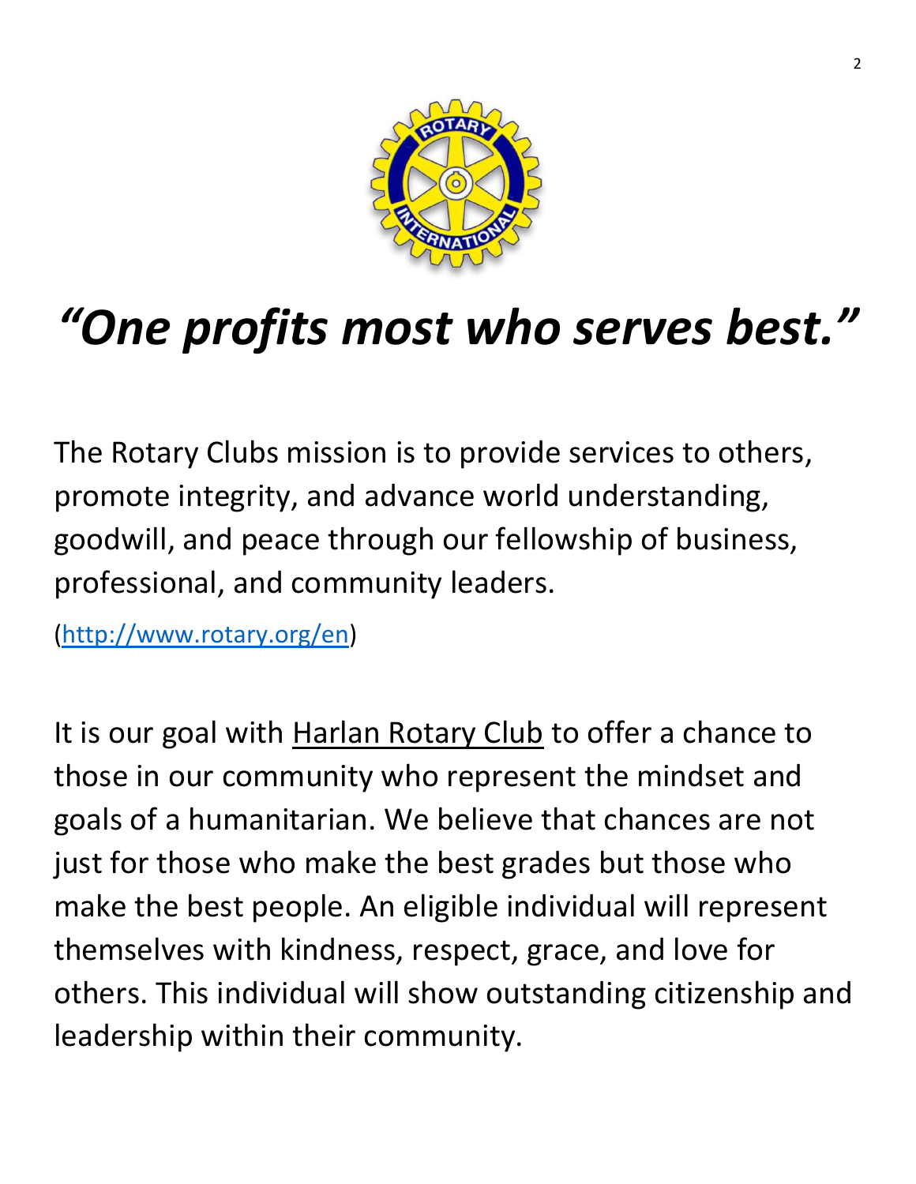# *"One profits most who serves best."*

The Rotary Clubs mission is to provide services to others, promote integrity, and advance world understanding, goodwill, and peace through our fellowship of business, professional, and community leaders.

(http://www.rotary.org/en)

It is our goal with Harlan Rotary Club to offer a chance to those in our community who represent the mindset and goals of a humanitarian. We believe that chances are not just for those who make the best grades but those who make the best people. An eligible individual will represent themselves with kindness, respect, grace, and love for others. This individual will show outstanding citizenship and leadership within their community.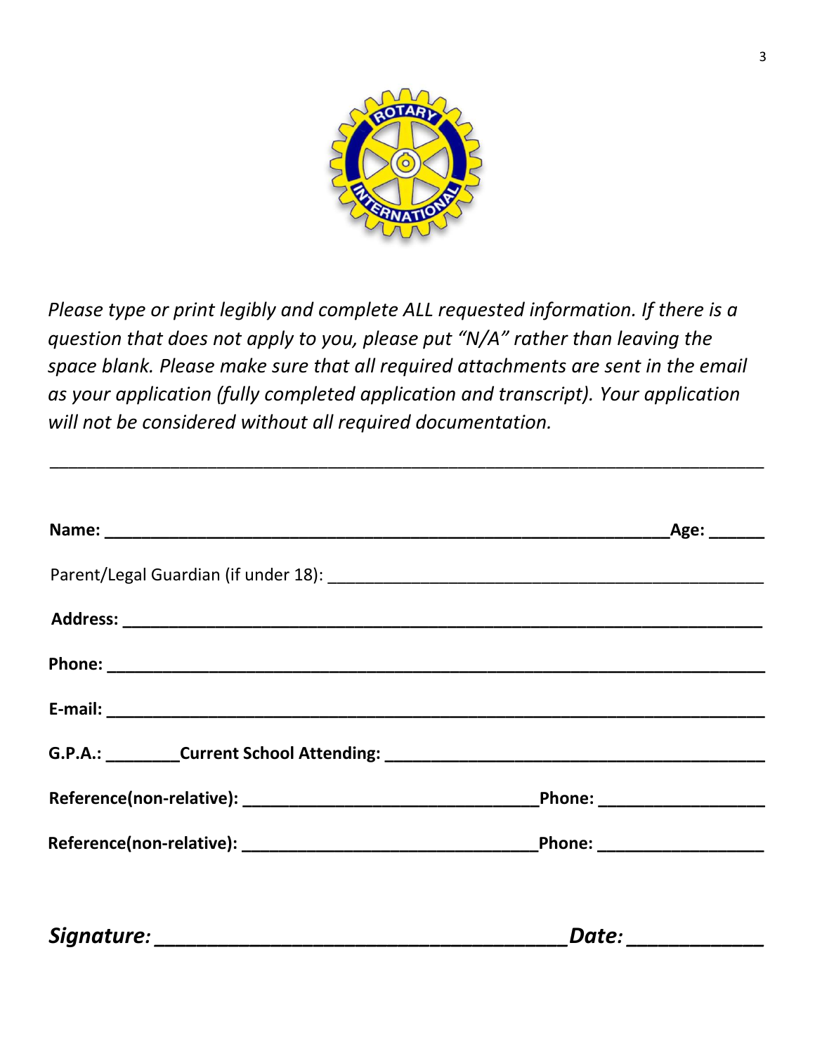*Please type or print legibly and complete ALL requested information. If there is a question that does not apply to you, please put "N/A" rather than leaving the space blank. Please make sure that all required attachments are sent in the email as your application (fully completed application and transcript). Your application will not be considered without all required documentation.*

---

**Name:** ______________________________________________________________**Age:** ______

Parent/Legal Guardian (if under 18): _______________________________________________

**Address:** _______________________________________________________________________

**Phone:** _________________________________________________________________________

**E-mail:** ________________________________________________________________________

**G.P.A.:** ________**Current School Attending:** ___________________________________________

**Reference(non-relative):** _________________________________**Phone:** __________________

**Reference(non-relative):** _________________________________**Phone:** __________________

***Signature:*** _____________________________________***Date:*** ____________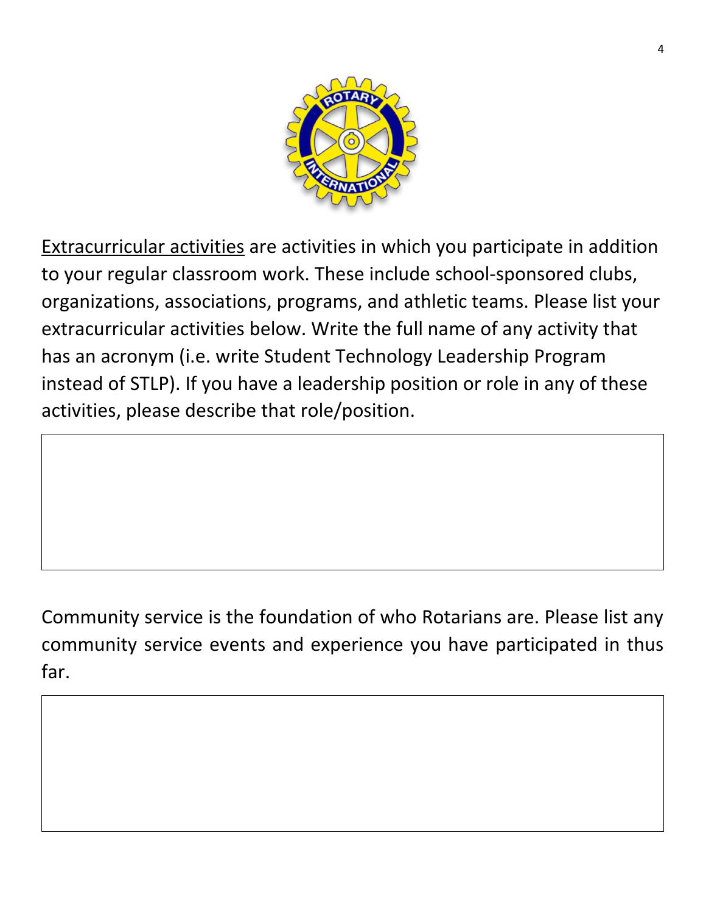<u>Extracurricular activities</u> are activities in which you participate in addition to your regular classroom work. These include school-sponsored clubs, organizations, associations, programs, and athletic teams. Please list your extracurricular activities below. Write the full name of any activity that has an acronym (i.e. write Student Technology Leadership Program instead of STLP). If you have a leadership position or role in any of these activities, please describe that role/position.

Community service is the foundation of who Rotarians are. Please list any community service events and experience you have participated in thus far.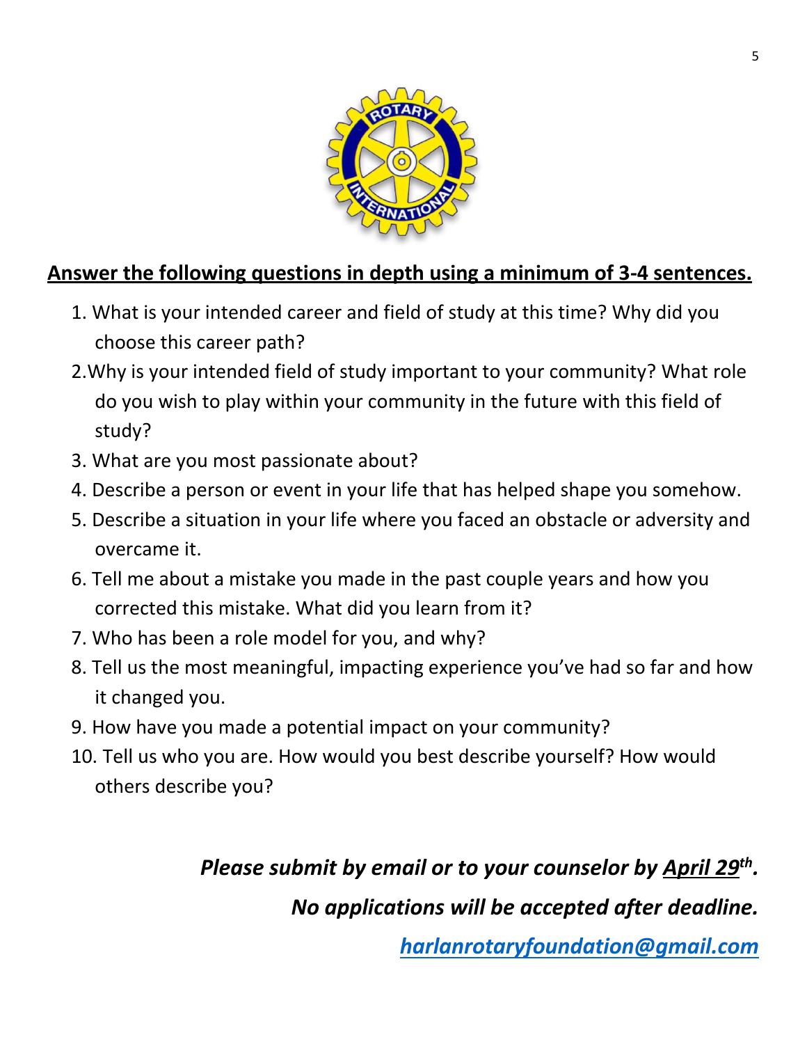**Answer the following questions in depth using a minimum of 3-4 sentences.**

1. What is your intended career and field of study at this time? Why did you choose this career path?
2. Why is your intended field of study important to your community? What role do you wish to play within your community in the future with this field of study?
3. What are you most passionate about?
4. Describe a person or event in your life that has helped shape you somehow.
5. Describe a situation in your life where you faced an obstacle or adversity and overcame it.
6. Tell me about a mistake you made in the past couple years and how you corrected this mistake. What did you learn from it?
7. Who has been a role model for you, and why?
8. Tell us the most meaningful, impacting experience you've had so far and how it changed you.
9. How have you made a potential impact on your community?
10. Tell us who you are. How would you best describe yourself? How would others describe you?

***Please submit by email or to your counselor by April 29th.***

***No applications will be accepted after deadline.***

***harlanrotaryfoundation@gmail.com***